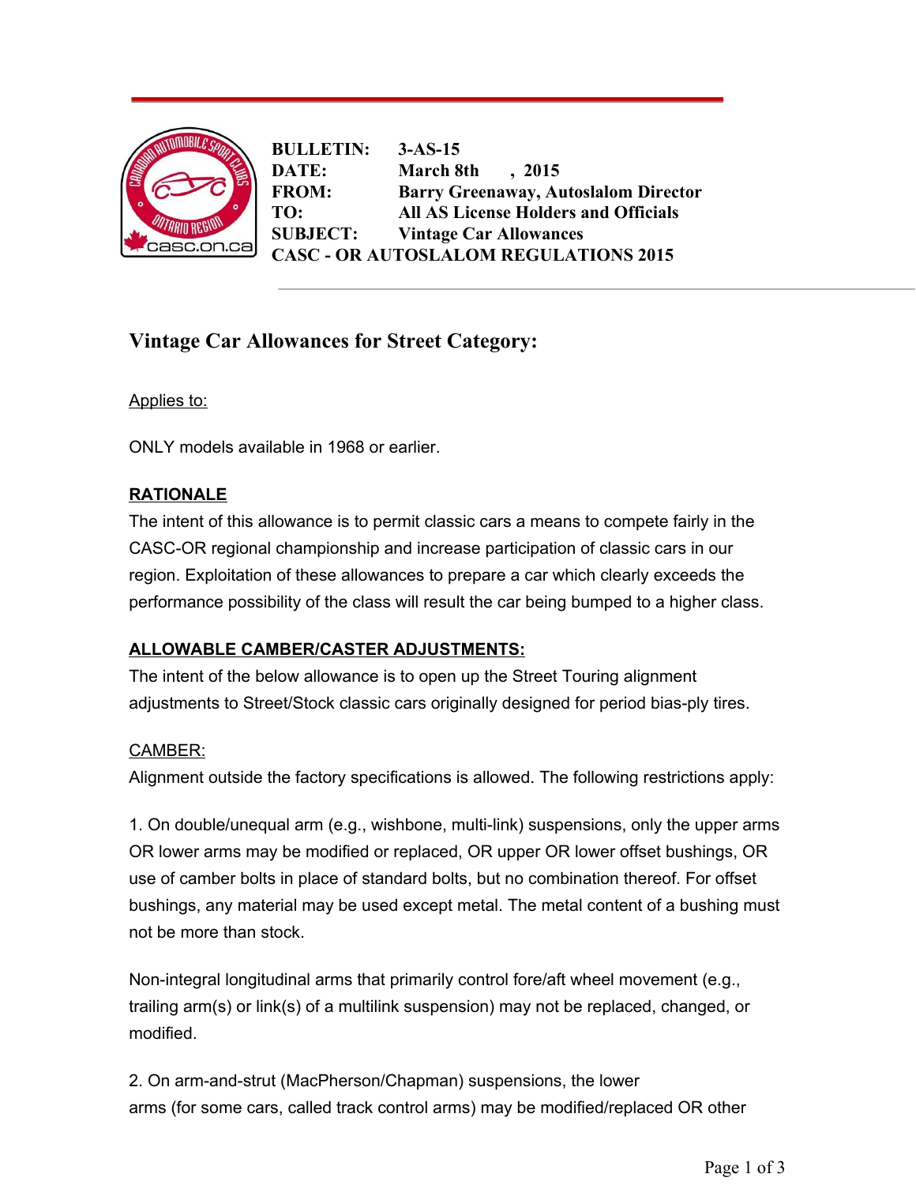**BULLETIN:** 3-AS-15
**DATE:** March 8th , 2015
**FROM:** Barry Greenaway, Autoslalom Director
**TO:** All AS License Holders and Officials
**SUBJECT:** Vintage Car Allowances
**CASC - OR AUTOSLALOM REGULATIONS 2015**

## Vintage Car Allowances for Street Category:

Applies to:

ONLY models available in 1968 or earlier.

**RATIONALE**

The intent of this allowance is to permit classic cars a means to compete fairly in the CASC-OR regional championship and increase participation of classic cars in our region. Exploitation of these allowances to prepare a car which clearly exceeds the performance possibility of the class will result the car being bumped to a higher class.

**ALLOWABLE CAMBER/CASTER ADJUSTMENTS:**

The intent of the below allowance is to open up the Street Touring alignment adjustments to Street/Stock classic cars originally designed for period bias-ply tires.

CAMBER:

Alignment outside the factory specifications is allowed. The following restrictions apply:

1. On double/unequal arm (e.g., wishbone, multi-link) suspensions, only the upper arms OR lower arms may be modified or replaced, OR upper OR lower offset bushings, OR use of camber bolts in place of standard bolts, but no combination thereof. For offset bushings, any material may be used except metal. The metal content of a bushing must not be more than stock.

Non-integral longitudinal arms that primarily control fore/aft wheel movement (e.g., trailing arm(s) or link(s) of a multilink suspension) may not be replaced, changed, or modified.

2. On arm-and-strut (MacPherson/Chapman) suspensions, the lower arms (for some cars, called track control arms) may be modified/replaced OR other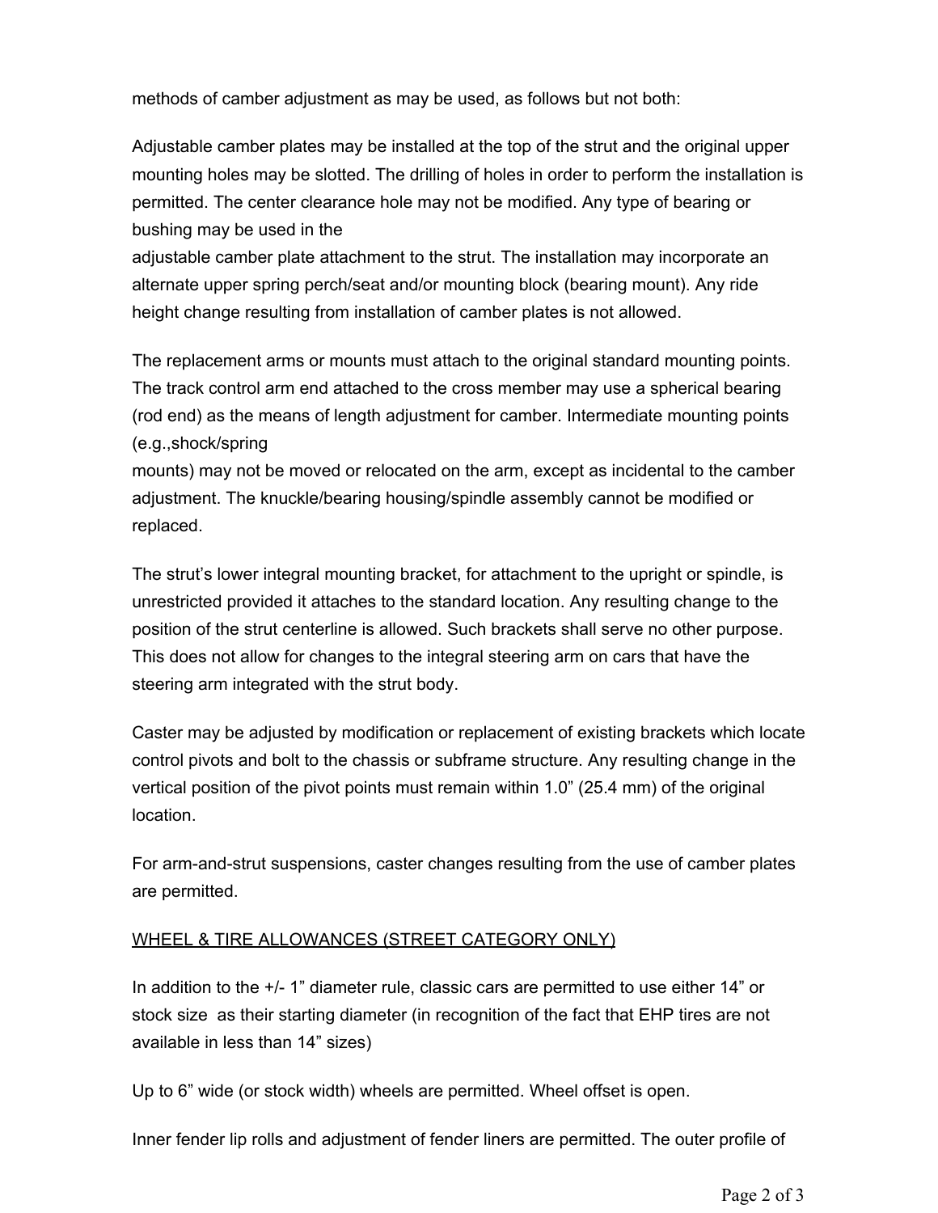methods of camber adjustment as may be used, as follows but not both:

Adjustable camber plates may be installed at the top of the strut and the original upper mounting holes may be slotted. The drilling of holes in order to perform the installation is permitted. The center clearance hole may not be modified. Any type of bearing or bushing may be used in the adjustable camber plate attachment to the strut. The installation may incorporate an alternate upper spring perch/seat and/or mounting block (bearing mount). Any ride height change resulting from installation of camber plates is not allowed.

The replacement arms or mounts must attach to the original standard mounting points. The track control arm end attached to the cross member may use a spherical bearing (rod end) as the means of length adjustment for camber. Intermediate mounting points (e.g.,shock/spring mounts) may not be moved or relocated on the arm, except as incidental to the camber adjustment. The knuckle/bearing housing/spindle assembly cannot be modified or replaced.

The strut's lower integral mounting bracket, for attachment to the upright or spindle, is unrestricted provided it attaches to the standard location. Any resulting change to the position of the strut centerline is allowed. Such brackets shall serve no other purpose. This does not allow for changes to the integral steering arm on cars that have the steering arm integrated with the strut body.

Caster may be adjusted by modification or replacement of existing brackets which locate control pivots and bolt to the chassis or subframe structure. Any resulting change in the vertical position of the pivot points must remain within 1.0" (25.4 mm) of the original location.

For arm-and-strut suspensions, caster changes resulting from the use of camber plates are permitted.

<u>WHEEL & TIRE ALLOWANCES (STREET CATEGORY ONLY)</u>

In addition to the +/- 1" diameter rule, classic cars are permitted to use either 14" or stock size as their starting diameter (in recognition of the fact that EHP tires are not available in less than 14" sizes)

Up to 6" wide (or stock width) wheels are permitted. Wheel offset is open.

Inner fender lip rolls and adjustment of fender liners are permitted. The outer profile of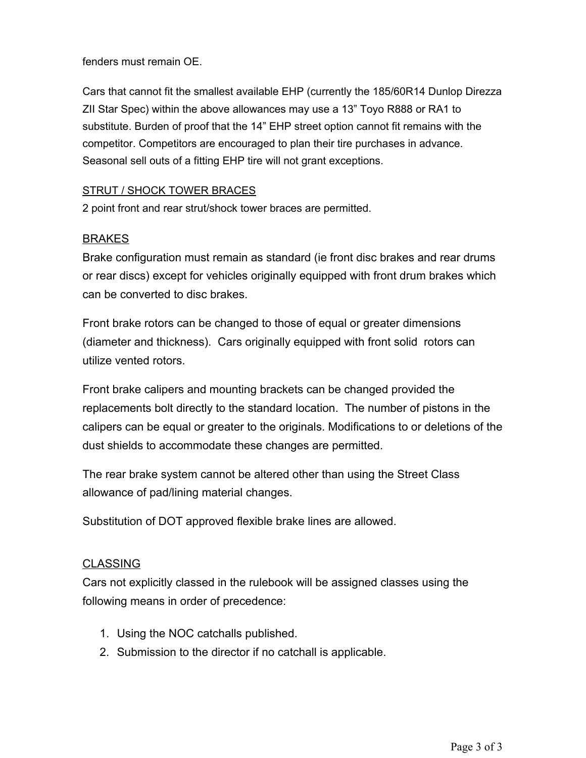fenders must remain OE.

Cars that cannot fit the smallest available EHP (currently the 185/60R14 Dunlop Direzza ZII Star Spec) within the above allowances may use a 13” Toyo R888 or RA1 to substitute. Burden of proof that the 14” EHP street option cannot fit remains with the competitor. Competitors are encouraged to plan their tire purchases in advance. Seasonal sell outs of a fitting EHP tire will not grant exceptions.

<u>STRUT / SHOCK TOWER BRACES</u>

2 point front and rear strut/shock tower braces are permitted.

<u>BRAKES</u>

Brake configuration must remain as standard (ie front disc brakes and rear drums or rear discs) except for vehicles originally equipped with front drum brakes which can be converted to disc brakes.

Front brake rotors can be changed to those of equal or greater dimensions (diameter and thickness). Cars originally equipped with front solid rotors can utilize vented rotors.

Front brake calipers and mounting brackets can be changed provided the replacements bolt directly to the standard location. The number of pistons in the calipers can be equal or greater to the originals. Modifications to or deletions of the dust shields to accommodate these changes are permitted.

The rear brake system cannot be altered other than using the Street Class allowance of pad/lining material changes.

Substitution of DOT approved flexible brake lines are allowed.

<u>CLASSING</u>

Cars not explicitly classed in the rulebook will be assigned classes using the following means in order of precedence:

1. Using the NOC catchalls published.
2. Submission to the director if no catchall is applicable.